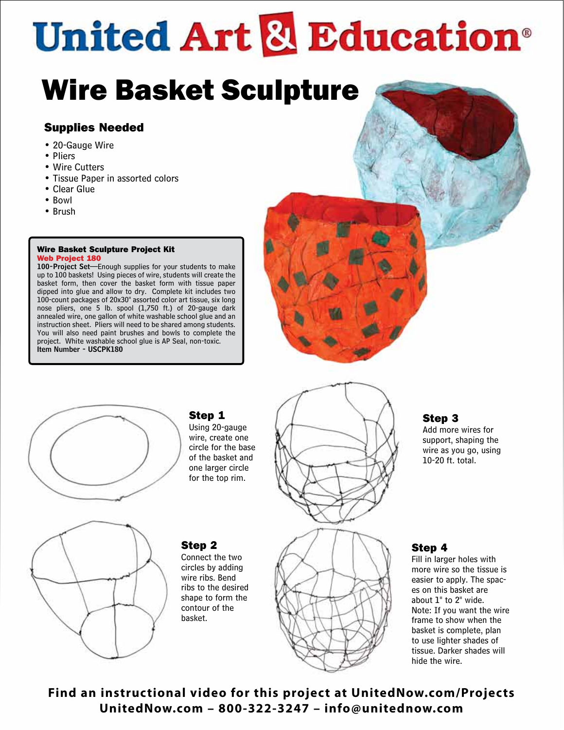# United Art & Education®

## Wire Basket Sculpture

### Supplies Needed

- 20-Gauge Wire
- Pliers
- Wire Cutters
- Tissue Paper in assorted colors
- Clear Glue
- Bowl
- Brush

**Wire Basket Sculpture Project Kit**
**Web Project 180**
**100-Project Set**—Enough supplies for your students to make up to 100 baskets! Using pieces of wire, students will create the basket form, then cover the basket form with tissue paper dipped into glue and allow to dry. Complete kit includes two 100-count packages of 20x30" assorted color art tissue, six long nose pliers, one 5 lb. spool (1,750 ft.) of 20-gauge dark annealed wire, one gallon of white washable school glue and an instruction sheet. Pliers will need to be shared among students. You will also need paint brushes and bowls to complete the project. White washable school glue is AP Seal, non-toxic.
**Item Number - USCPK180**

### Step 1
Using 20-gauge wire, create one circle for the base of the basket and one larger circle for the top rim.

### Step 2
Connect the two circles by adding wire ribs. Bend ribs to the desired shape to form the contour of the basket.

### Step 3
Add more wires for support, shaping the wire as you go, using 10-20 ft. total.

### Step 4
Fill in larger holes with more wire so the tissue is easier to apply. The spaces on this basket are about 1" to 2" wide.
Note: If you want the wire frame to show when the basket is complete, plan to use lighter shades of tissue. Darker shades will hide the wire.

**Find an instructional video for this project at UnitedNow.com/Projects**
**UnitedNow.com – 800-322-3247 – info@unitednow.com**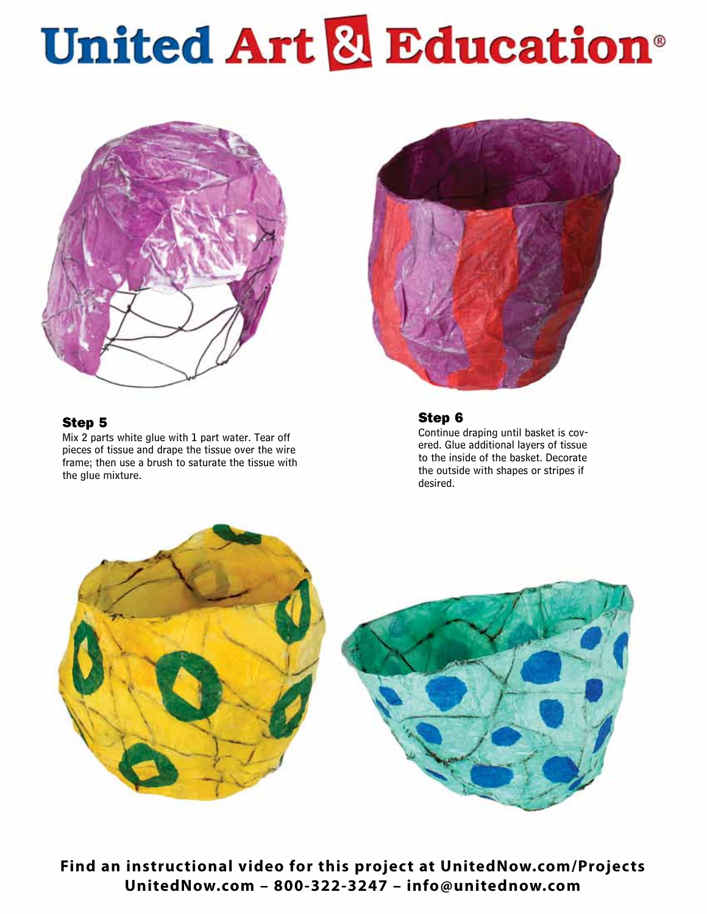# United Art & Education®

### Step 5

Mix 2 parts white glue with 1 part water. Tear off pieces of tissue and drape the tissue over the wire frame; then use a brush to saturate the tissue with the glue mixture.

### Step 6

Continue draping until basket is covered. Glue additional layers of tissue to the inside of the basket. Decorate the outside with shapes or stripes if desired.

**Find an instructional video for this project at UnitedNow.com/Projects**
**UnitedNow.com – 800-322-3247 – info@unitednow.com**